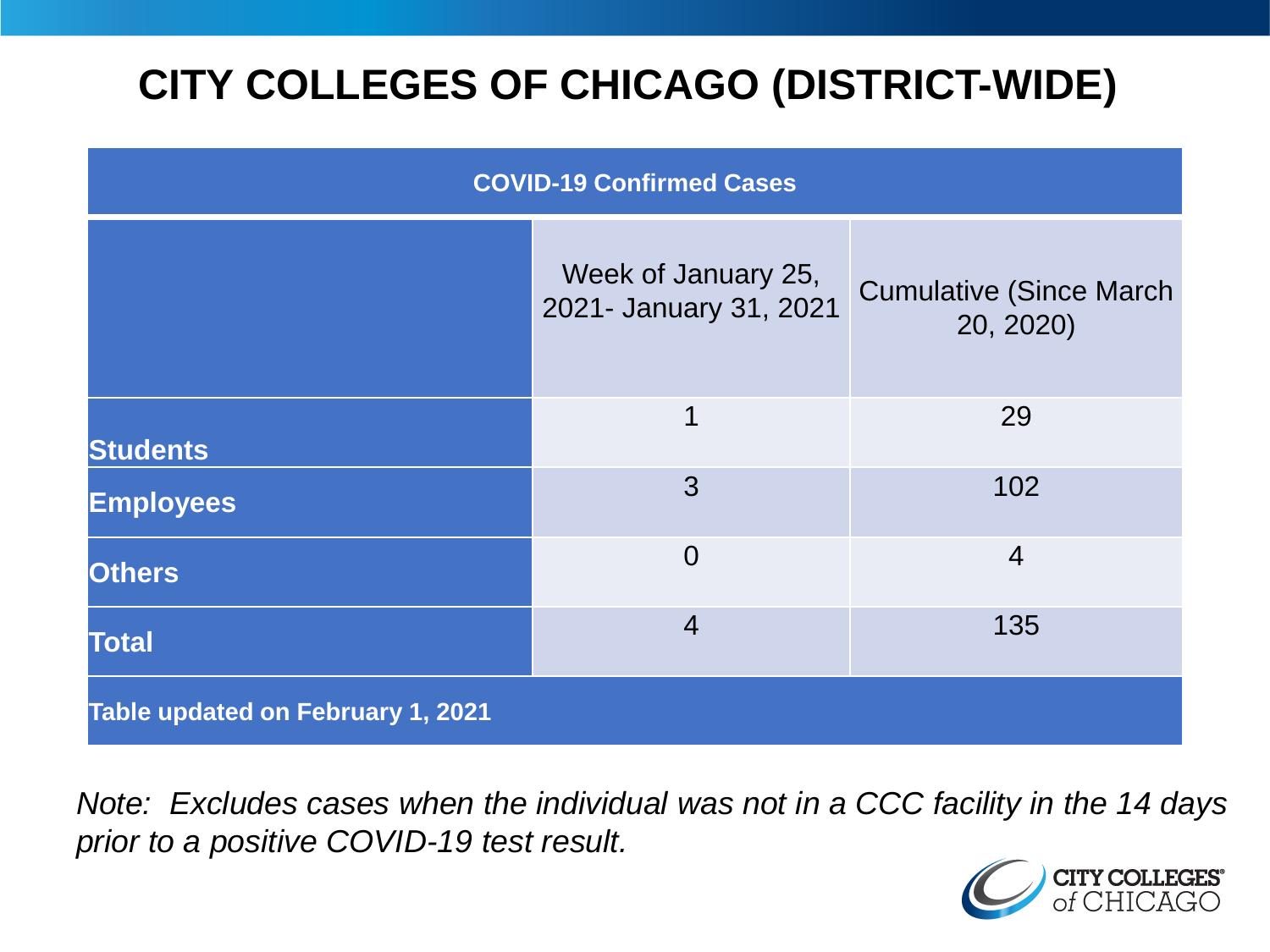# CITY COLLEGES OF CHICAGO (DISTRICT-WIDE)

| COVID-19 Confirmed Cases | | |
|---|---|---|
| | Week of January 25, 2021- January 31, 2021 | Cumulative (Since March 20, 2020) |
| **Students** | 1 | 29 |
| **Employees** | 3 | 102 |
| **Others** | 0 | 4 |
| **Total** | 4 | 135 |
| **Table updated on February 1, 2021** | | |

*Note: Excludes cases when the individual was not in a CCC facility in the 14 days prior to a positive COVID-19 test result.*

CITY COLLEGES of CHICAGO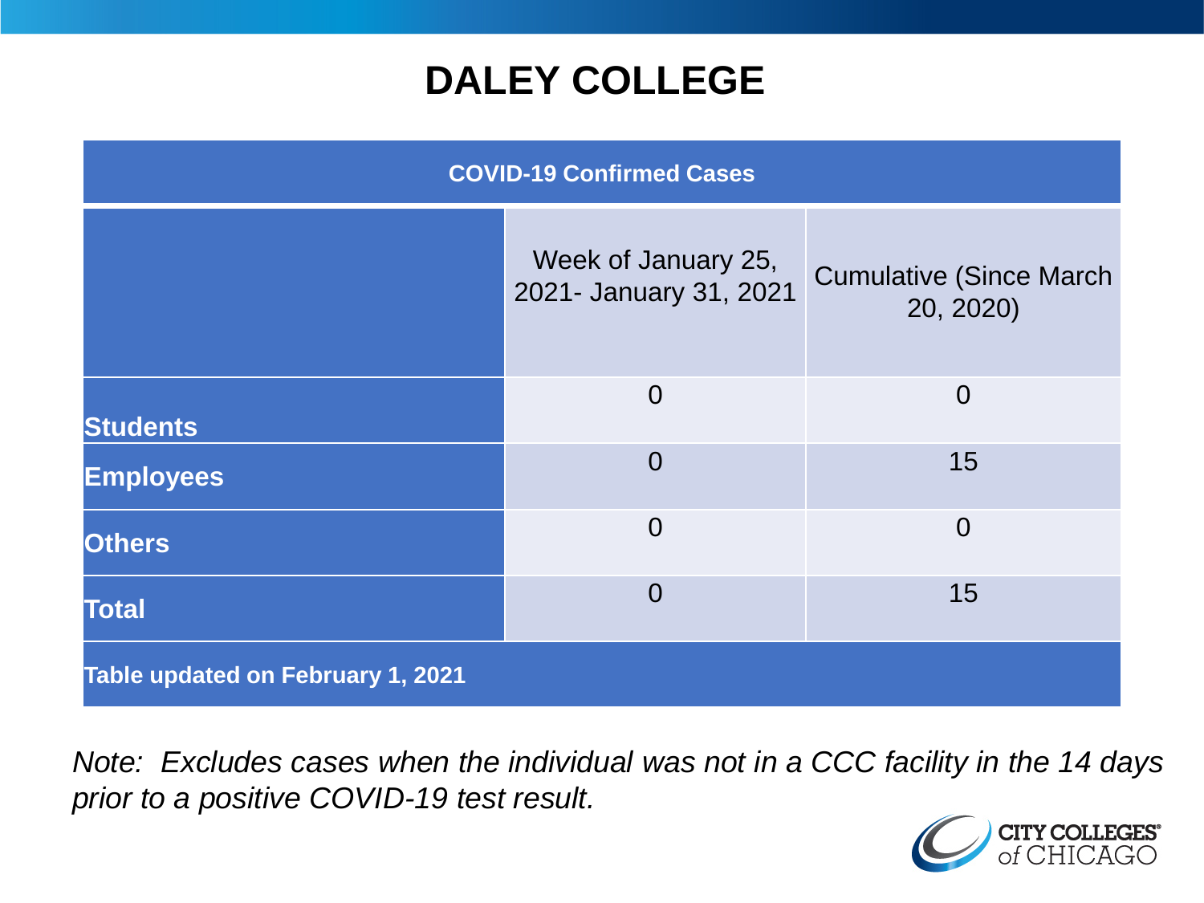# DALEY COLLEGE

| COVID-19 Confirmed Cases | | |
|---|---|---|
| | Week of January 25, 2021- January 31, 2021 | Cumulative (Since March 20, 2020) |
| **Students** | 0 | 0 |
| **Employees** | 0 | 15 |
| **Others** | 0 | 0 |
| **Total** | 0 | 15 |
| **Table updated on February 1, 2021** | | |

*Note: Excludes cases when the individual was not in a CCC facility in the 14 days prior to a positive COVID-19 test result.*

CITY COLLEGES of CHICAGO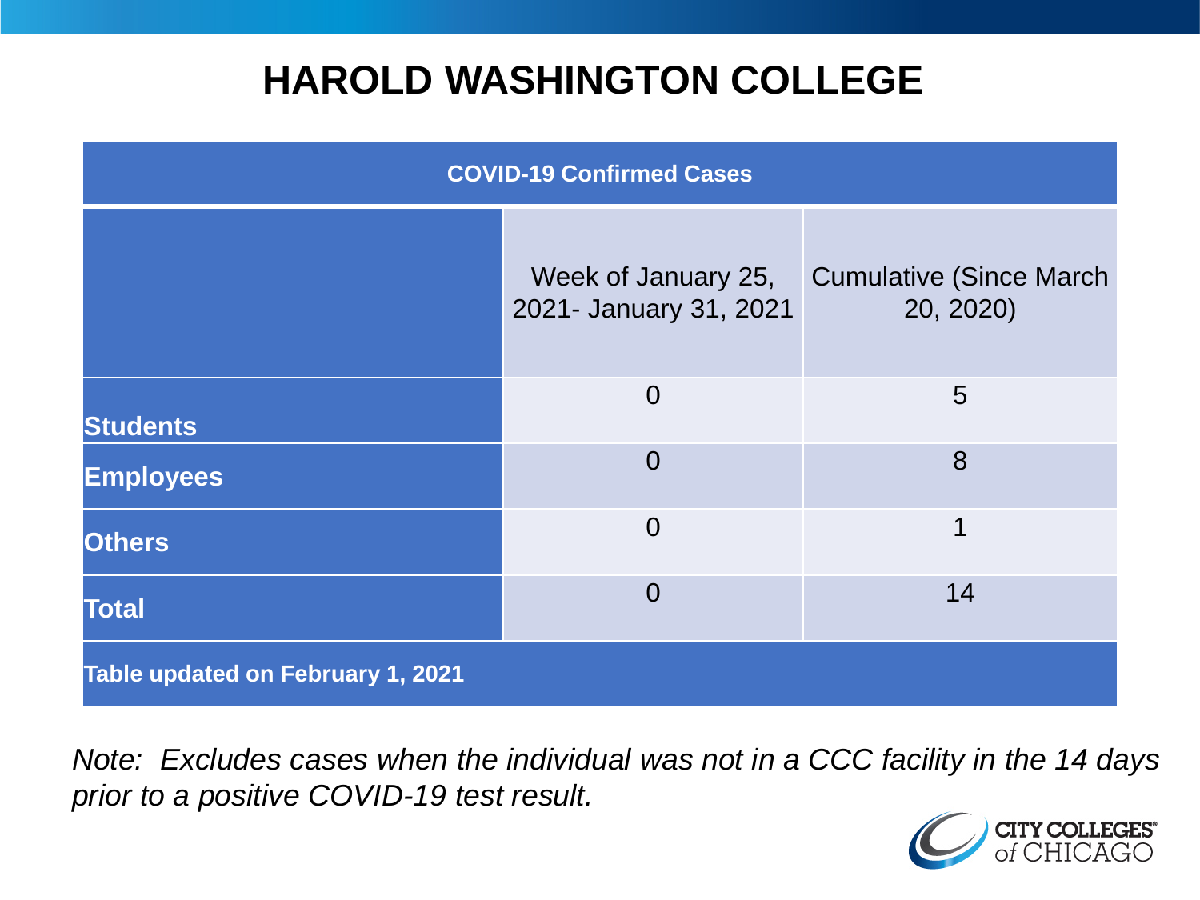# HAROLD WASHINGTON COLLEGE

| COVID-19 Confirmed Cases | | |
|---|---|---|
| | Week of January 25, 2021- January 31, 2021 | Cumulative (Since March 20, 2020) |
| **Students** | 0 | 5 |
| **Employees** | 0 | 8 |
| **Others** | 0 | 1 |
| **Total** | 0 | 14 |
| **Table updated on February 1, 2021** | | |

*Note: Excludes cases when the individual was not in a CCC facility in the 14 days prior to a positive COVID-19 test result.*

CITY COLLEGES of CHICAGO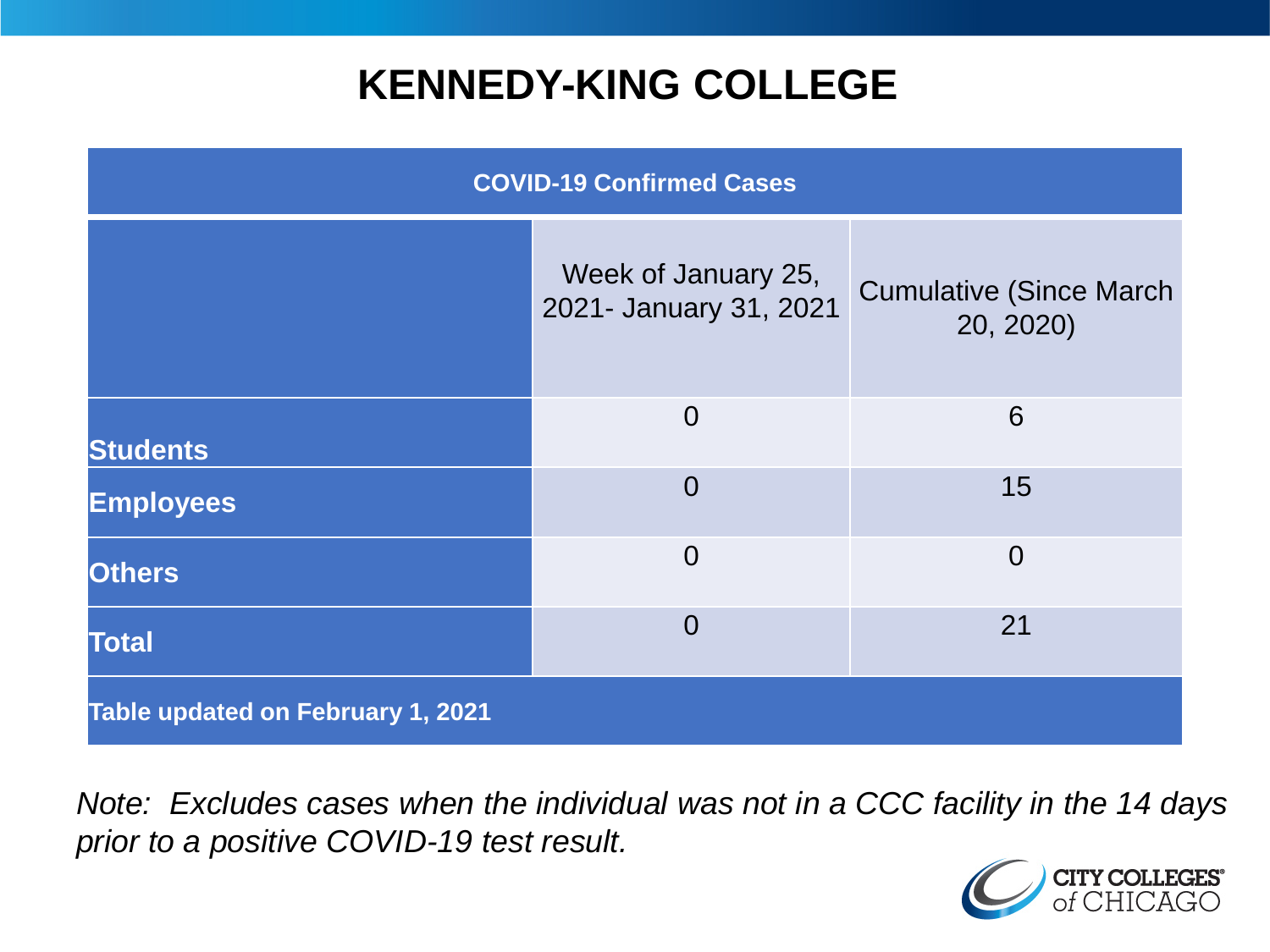# KENNEDY-KING COLLEGE

| COVID-19 Confirmed Cases | | |
|---|---|---|
| | Week of January 25, 2021- January 31, 2021 | Cumulative (Since March 20, 2020) |
| **Students** | 0 | 6 |
| **Employees** | 0 | 15 |
| **Others** | 0 | 0 |
| **Total** | 0 | 21 |
| **Table updated on February 1, 2021** | | |

*Note: Excludes cases when the individual was not in a CCC facility in the 14 days prior to a positive COVID-19 test result.*

CITY COLLEGES of CHICAGO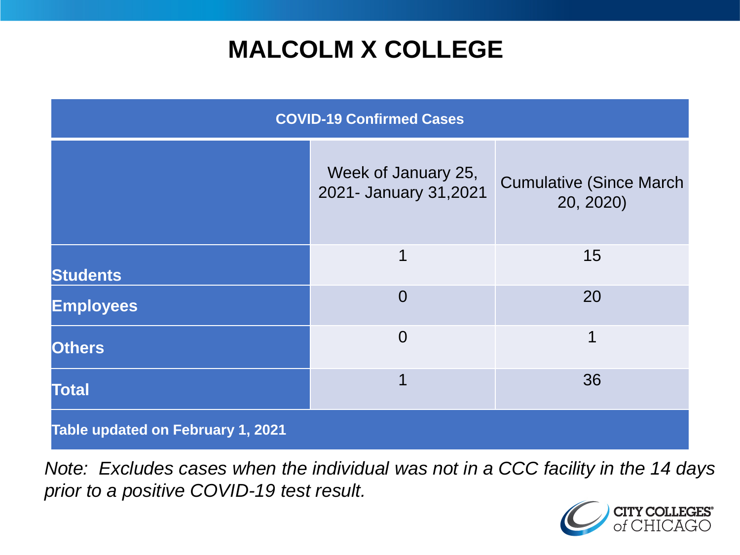# MALCOLM X COLLEGE

| COVID-19 Confirmed Cases | | |
|---|---|---|
| | Week of January 25, 2021- January 31,2021 | Cumulative (Since March 20, 2020) |
| **Students** | 1 | 15 |
| **Employees** | 0 | 20 |
| **Others** | 0 | 1 |
| **Total** | 1 | 36 |
| **Table updated on February 1, 2021** | | |

*Note: Excludes cases when the individual was not in a CCC facility in the 14 days prior to a positive COVID-19 test result.*

CITY COLLEGES of CHICAGO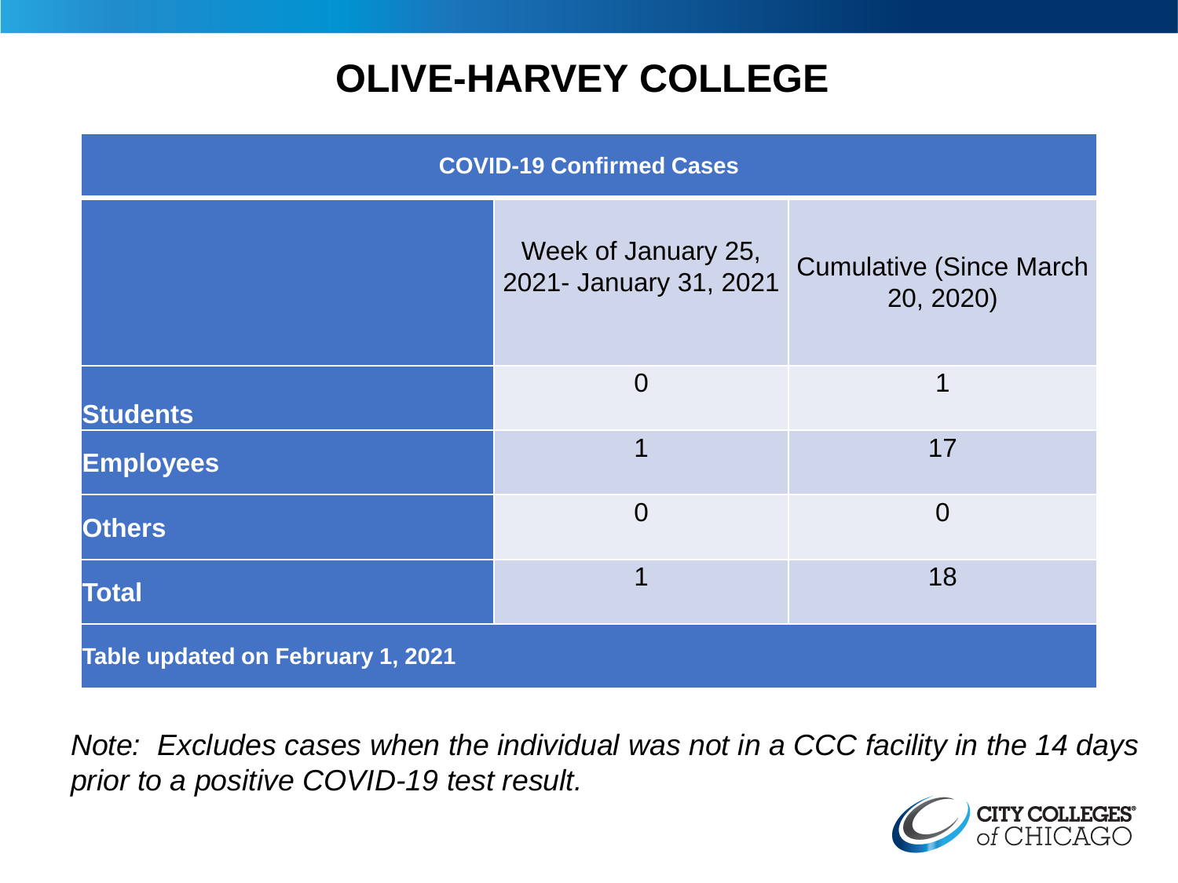# OLIVE-HARVEY COLLEGE

| COVID-19 Confirmed Cases | | |
|---|---|---|
| | Week of January 25, 2021- January 31, 2021 | Cumulative (Since March 20, 2020) |
| **Students** | 0 | 1 |
| **Employees** | 1 | 17 |
| **Others** | 0 | 0 |
| **Total** | 1 | 18 |
| **Table updated on February 1, 2021** | | |

*Note: Excludes cases when the individual was not in a CCC facility in the 14 days prior to a positive COVID-19 test result.*

CITY COLLEGES of CHICAGO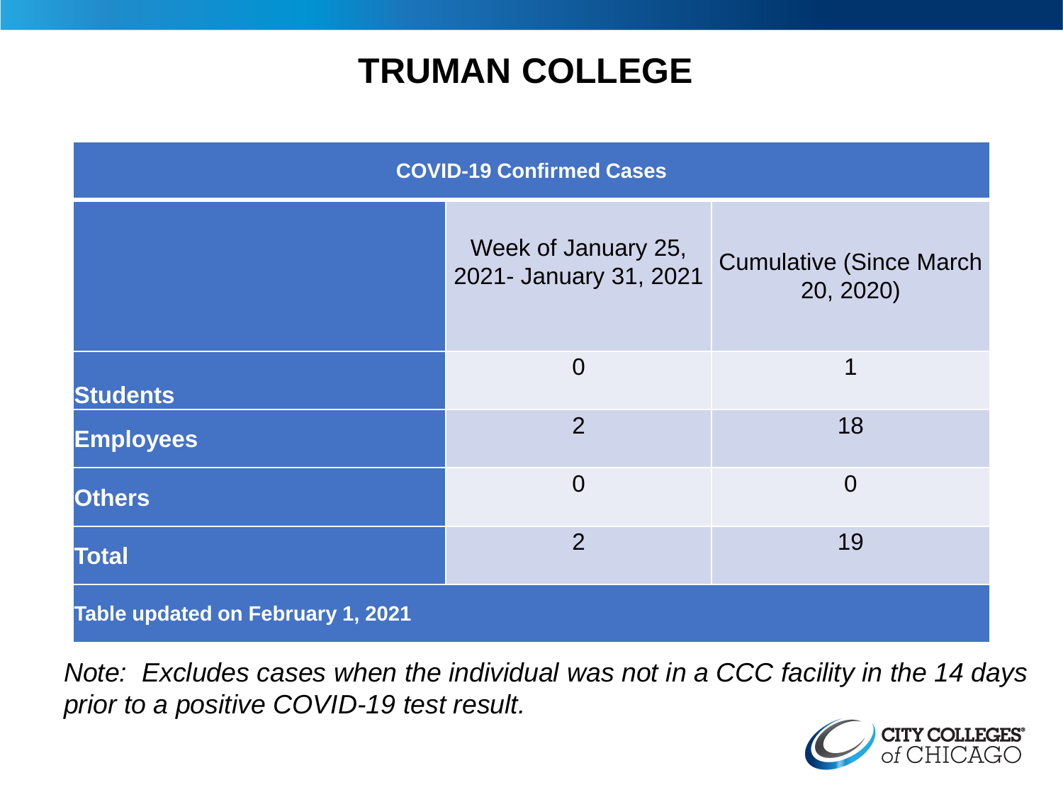# TRUMAN COLLEGE

| COVID-19 Confirmed Cases | | |
|---|---|---|
| | Week of January 25, 2021- January 31, 2021 | Cumulative (Since March 20, 2020) |
| **Students** | 0 | 1 |
| **Employees** | 2 | 18 |
| **Others** | 0 | 0 |
| **Total** | 2 | 19 |
| **Table updated on February 1, 2021** | | |

*Note: Excludes cases when the individual was not in a CCC facility in the 14 days prior to a positive COVID-19 test result.*

CITY COLLEGES of CHICAGO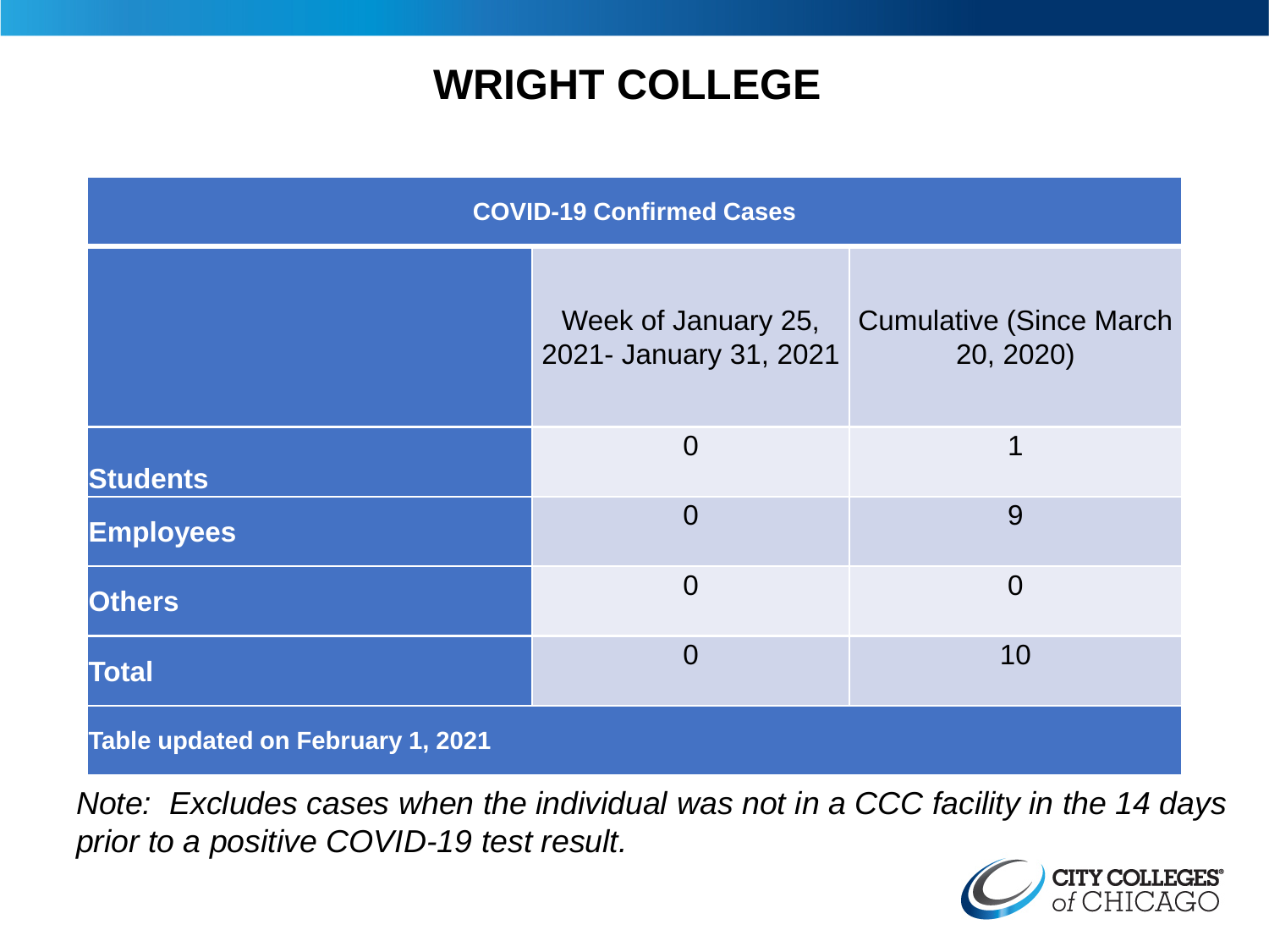# WRIGHT COLLEGE

| COVID-19 Confirmed Cases | | |
|---|---|---|
| | Week of January 25, 2021- January 31, 2021 | Cumulative (Since March 20, 2020) |
| **Students** | 0 | 1 |
| **Employees** | 0 | 9 |
| **Others** | 0 | 0 |
| **Total** | 0 | 10 |
| **Table updated on February 1, 2021** | | |

*Note: Excludes cases when the individual was not in a CCC facility in the 14 days prior to a positive COVID-19 test result.*

CITY COLLEGES of CHICAGO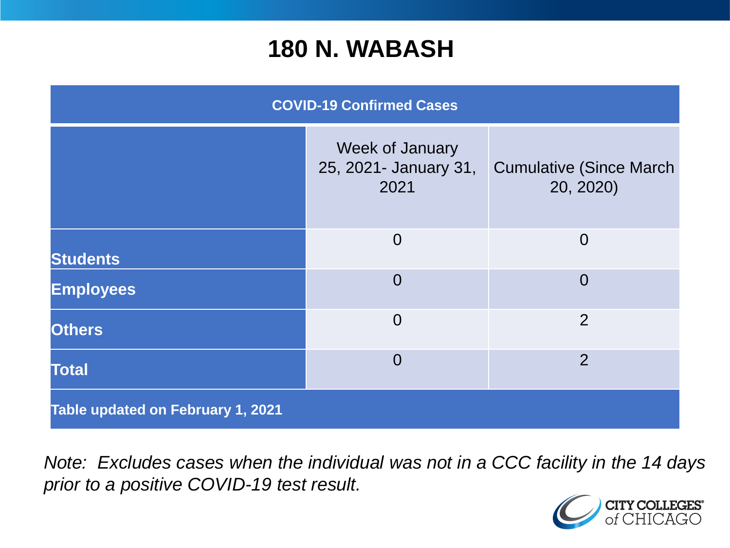# 180 N. WABASH

| COVID-19 Confirmed Cases | | |
|---|---|---|
| | Week of January 25, 2021- January 31, 2021 | Cumulative (Since March 20, 2020) |
| **Students** | 0 | 0 |
| **Employees** | 0 | 0 |
| **Others** | 0 | 2 |
| **Total** | 0 | 2 |
| **Table updated on February 1, 2021** | | |

*Note: Excludes cases when the individual was not in a CCC facility in the 14 days prior to a positive COVID-19 test result.*

CITY COLLEGES of CHICAGO